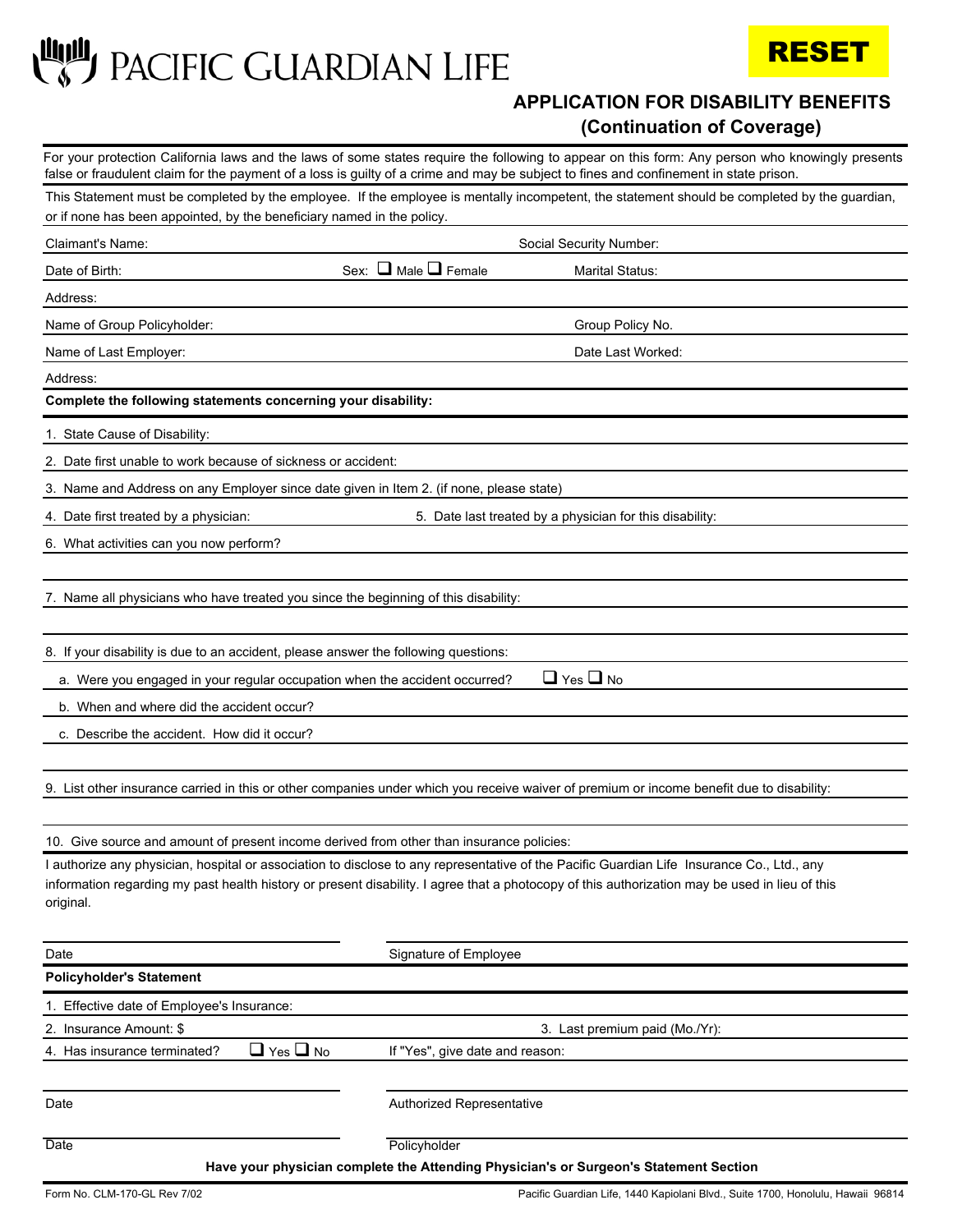# PACIFIC GUARDIAN LIFE

RESET

## APPLICATION FOR DISABILITY BENEFITS
## (Continuation of Coverage)

For your protection California laws and the laws of some states require the following to appear on this form: Any person who knowingly presents false or fraudulent claim for the payment of a loss is guilty of a crime and may be subject to fines and confinement in state prison.

This Statement must be completed by the employee. If the employee is mentally incompetent, the statement should be completed by the guardian, or if none has been appointed, by the beneficiary named in the policy.

Claimant's Name: Social Security Number:

Date of Birth: Sex: ☐ Male ☐ Female Marital Status:

Address:

Name of Group Policyholder: Group Policy No.

Name of Last Employer: Date Last Worked:

Address:

**Complete the following statements concerning your disability:**

1. State Cause of Disability:
2. Date first unable to work because of sickness or accident:
3. Name and Address on any Employer since date given in Item 2. (if none, please state)
4. Date first treated by a physician:
5. Date last treated by a physician for this disability:
6. What activities can you now perform?
7. Name all physicians who have treated you since the beginning of this disability:
8. If your disability is due to an accident, please answer the following questions:
   a. Were you engaged in your regular occupation when the accident occurred? ☐ Yes ☐ No
   b. When and where did the accident occur?
   c. Describe the accident. How did it occur?
9. List other insurance carried in this or other companies under which you receive waiver of premium or income benefit due to disability:
10. Give source and amount of present income derived from other than insurance policies:

I authorize any physician, hospital or association to disclose to any representative of the Pacific Guardian Life Insurance Co., Ltd., any information regarding my past health history or present disability. I agree that a photocopy of this authorization may be used in lieu of this original.

Date Signature of Employee

**Policyholder's Statement**

1. Effective date of Employee's Insurance:
2. Insurance Amount: $
3. Last premium paid (Mo./Yr):
4. Has insurance terminated? ☐ Yes ☐ No If "Yes", give date and reason:

Date Authorized Representative

Date Policyholder

**Have your physician complete the Attending Physician's or Surgeon's Statement Section**

Form No. CLM-170-GL Rev 7/02 Pacific Guardian Life, 1440 Kapiolani Blvd., Suite 1700, Honolulu, Hawaii 96814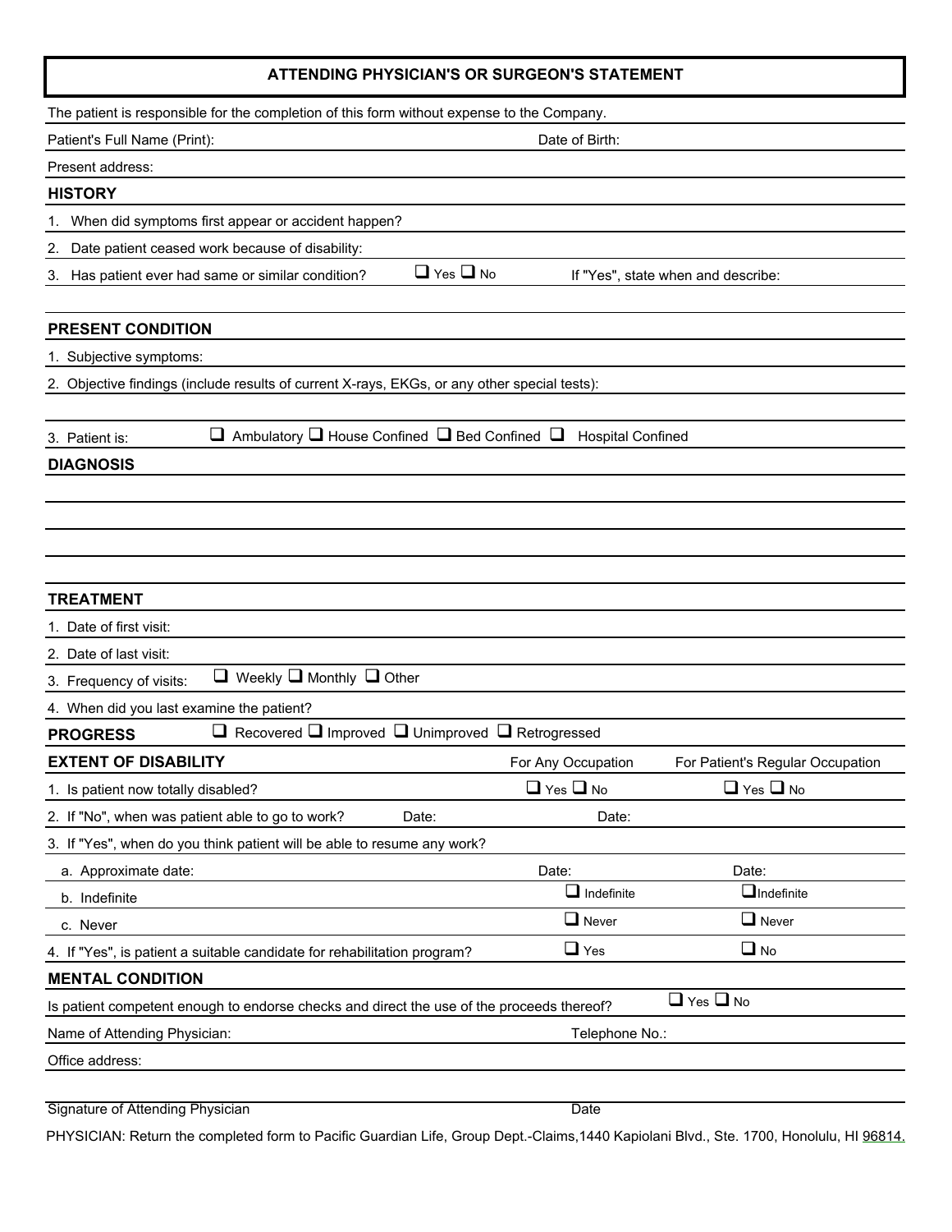# ATTENDING PHYSICIAN'S OR SURGEON'S STATEMENT

The patient is responsible for the completion of this form without expense to the Company.

Patient's Full Name (Print): Date of Birth:

Present address:

## HISTORY

1. When did symptoms first appear or accident happen?
2. Date patient ceased work because of disability:
3. Has patient ever had same or similar condition? ☐ Yes ☐ No If "Yes", state when and describe:

## PRESENT CONDITION

1. Subjective symptoms:
2. Objective findings (include results of current X-rays, EKGs, or any other special tests):
3. Patient is: ☐ Ambulatory ☐ House Confined ☐ Bed Confined ☐ Hospital Confined

## DIAGNOSIS

## TREATMENT

1. Date of first visit:
2. Date of last visit:
3. Frequency of visits: ☐ Weekly ☐ Monthly ☐ Other
4. When did you last examine the patient?

## PROGRESS

☐ Recovered ☐ Improved ☐ Unimproved ☐ Retrogressed

## EXTENT OF DISABILITY

| EXTENT OF DISABILITY | For Any Occupation | For Patient's Regular Occupation |
|---|---|---|
| 1. Is patient now totally disabled? | ☐ Yes ☐ No | ☐ Yes ☐ No |
| 2. If "No", when was patient able to go to work? | Date: | Date: |
| 3. If "Yes", when do you think patient will be able to resume any work? | | |
| a. Approximate date: | Date: | Date: |
| b. Indefinite | ☐ Indefinite | ☐ Indefinite |
| c. Never | ☐ Never | ☐ Never |
| 4. If "Yes", is patient a suitable candidate for rehabilitation program? | ☐ Yes | ☐ No |

## MENTAL CONDITION

Is patient competent enough to endorse checks and direct the use of the proceeds thereof? ☐ Yes ☐ No

Name of Attending Physician: Telephone No.:

Office address:

Signature of Attending Physician Date

PHYSICIAN: Return the completed form to Pacific Guardian Life, Group Dept.-Claims,1440 Kapiolani Blvd., Ste. 1700, Honolulu, HI 96814.